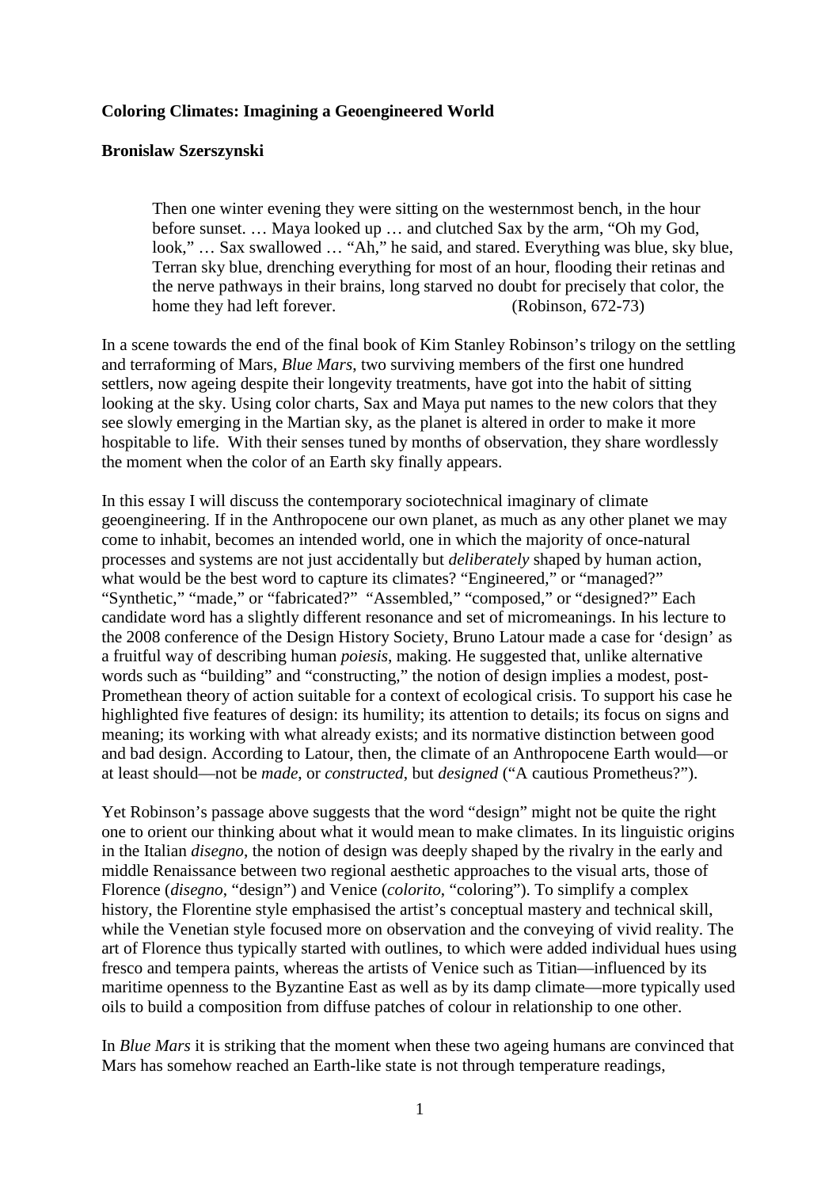**Coloring Climates: Imagining a Geoengineered World**

**Bronislaw Szerszynski**

> Then one winter evening they were sitting on the westernmost bench, in the hour before sunset. … Maya looked up … and clutched Sax by the arm, "Oh my God, look," … Sax swallowed … "Ah," he said, and stared. Everything was blue, sky blue, Terran sky blue, drenching everything for most of an hour, flooding their retinas and the nerve pathways in their brains, long starved no doubt for precisely that color, the home they had left forever. (Robinson, 672-73)

In a scene towards the end of the final book of Kim Stanley Robinson's trilogy on the settling and terraforming of Mars, *Blue Mars*, two surviving members of the first one hundred settlers, now ageing despite their longevity treatments, have got into the habit of sitting looking at the sky. Using color charts, Sax and Maya put names to the new colors that they see slowly emerging in the Martian sky, as the planet is altered in order to make it more hospitable to life. With their senses tuned by months of observation, they share wordlessly the moment when the color of an Earth sky finally appears.

In this essay I will discuss the contemporary sociotechnical imaginary of climate geoengineering. If in the Anthropocene our own planet, as much as any other planet we may come to inhabit, becomes an intended world, one in which the majority of once-natural processes and systems are not just accidentally but *deliberately* shaped by human action, what would be the best word to capture its climates? "Engineered," or "managed?" "Synthetic," "made," or "fabricated?" "Assembled," "composed," or "designed?" Each candidate word has a slightly different resonance and set of micromeanings. In his lecture to the 2008 conference of the Design History Society, Bruno Latour made a case for 'design' as a fruitful way of describing human *poiesis*, making. He suggested that, unlike alternative words such as "building" and "constructing," the notion of design implies a modest, post-Promethean theory of action suitable for a context of ecological crisis. To support his case he highlighted five features of design: its humility; its attention to details; its focus on signs and meaning; its working with what already exists; and its normative distinction between good and bad design. According to Latour, then, the climate of an Anthropocene Earth would—or at least should—not be *made*, or *constructed*, but *designed* ("A cautious Prometheus?").

Yet Robinson's passage above suggests that the word "design" might not be quite the right one to orient our thinking about what it would mean to make climates. In its linguistic origins in the Italian *disegno*, the notion of design was deeply shaped by the rivalry in the early and middle Renaissance between two regional aesthetic approaches to the visual arts, those of Florence (*disegno*, "design") and Venice (*colorito*, "coloring"). To simplify a complex history, the Florentine style emphasised the artist's conceptual mastery and technical skill, while the Venetian style focused more on observation and the conveying of vivid reality. The art of Florence thus typically started with outlines, to which were added individual hues using fresco and tempera paints, whereas the artists of Venice such as Titian—influenced by its maritime openness to the Byzantine East as well as by its damp climate—more typically used oils to build a composition from diffuse patches of colour in relationship to one other.

In *Blue Mars* it is striking that the moment when these two ageing humans are convinced that Mars has somehow reached an Earth-like state is not through temperature readings,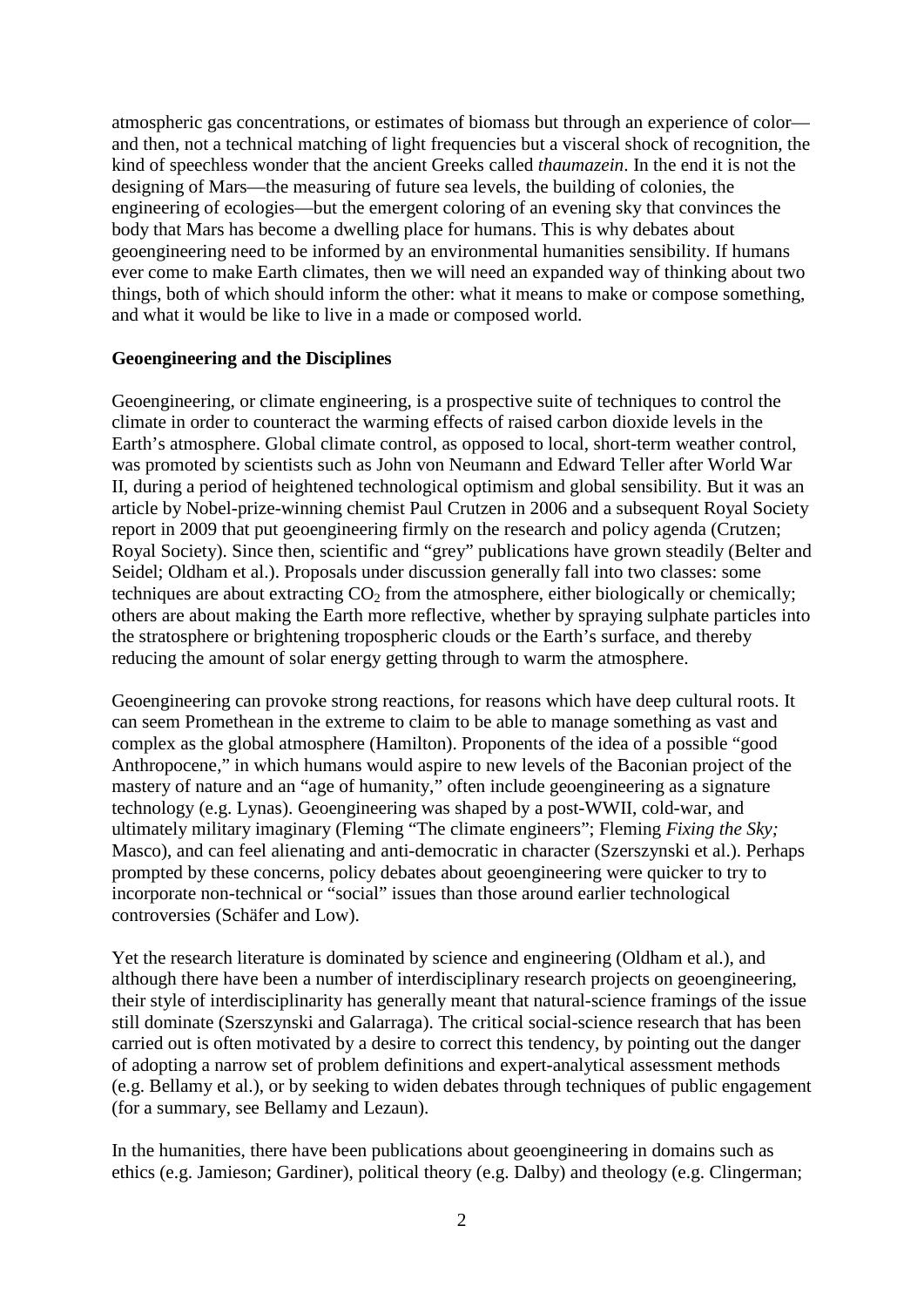atmospheric gas concentrations, or estimates of biomass but through an experience of color—and then, not a technical matching of light frequencies but a visceral shock of recognition, the kind of speechless wonder that the ancient Greeks called *thaumazein*. In the end it is not the designing of Mars—the measuring of future sea levels, the building of colonies, the engineering of ecologies—but the emergent coloring of an evening sky that convinces the body that Mars has become a dwelling place for humans. This is why debates about geoengineering need to be informed by an environmental humanities sensibility. If humans ever come to make Earth climates, then we will need an expanded way of thinking about two things, both of which should inform the other: what it means to make or compose something, and what it would be like to live in a made or composed world.

**Geoengineering and the Disciplines**

Geoengineering, or climate engineering, is a prospective suite of techniques to control the climate in order to counteract the warming effects of raised carbon dioxide levels in the Earth's atmosphere. Global climate control, as opposed to local, short-term weather control, was promoted by scientists such as John von Neumann and Edward Teller after World War II, during a period of heightened technological optimism and global sensibility. But it was an article by Nobel-prize-winning chemist Paul Crutzen in 2006 and a subsequent Royal Society report in 2009 that put geoengineering firmly on the research and policy agenda (Crutzen; Royal Society). Since then, scientific and "grey" publications have grown steadily (Belter and Seidel; Oldham et al.). Proposals under discussion generally fall into two classes: some techniques are about extracting $CO_2$ from the atmosphere, either biologically or chemically; others are about making the Earth more reflective, whether by spraying sulphate particles into the stratosphere or brightening tropospheric clouds or the Earth's surface, and thereby reducing the amount of solar energy getting through to warm the atmosphere.

Geoengineering can provoke strong reactions, for reasons which have deep cultural roots. It can seem Promethean in the extreme to claim to be able to manage something as vast and complex as the global atmosphere (Hamilton). Proponents of the idea of a possible "good Anthropocene," in which humans would aspire to new levels of the Baconian project of the mastery of nature and an "age of humanity," often include geoengineering as a signature technology (e.g. Lynas). Geoengineering was shaped by a post-WWII, cold-war, and ultimately military imaginary (Fleming "The climate engineers"; Fleming *Fixing the Sky;* Masco), and can feel alienating and anti-democratic in character (Szerszynski et al.). Perhaps prompted by these concerns, policy debates about geoengineering were quicker to try to incorporate non-technical or "social" issues than those around earlier technological controversies (Schäfer and Low).

Yet the research literature is dominated by science and engineering (Oldham et al.), and although there have been a number of interdisciplinary research projects on geoengineering, their style of interdisciplinarity has generally meant that natural-science framings of the issue still dominate (Szerszynski and Galarraga). The critical social-science research that has been carried out is often motivated by a desire to correct this tendency, by pointing out the danger of adopting a narrow set of problem definitions and expert-analytical assessment methods (e.g. Bellamy et al.), or by seeking to widen debates through techniques of public engagement (for a summary, see Bellamy and Lezaun).

In the humanities, there have been publications about geoengineering in domains such as ethics (e.g. Jamieson; Gardiner), political theory (e.g. Dalby) and theology (e.g. Clingerman;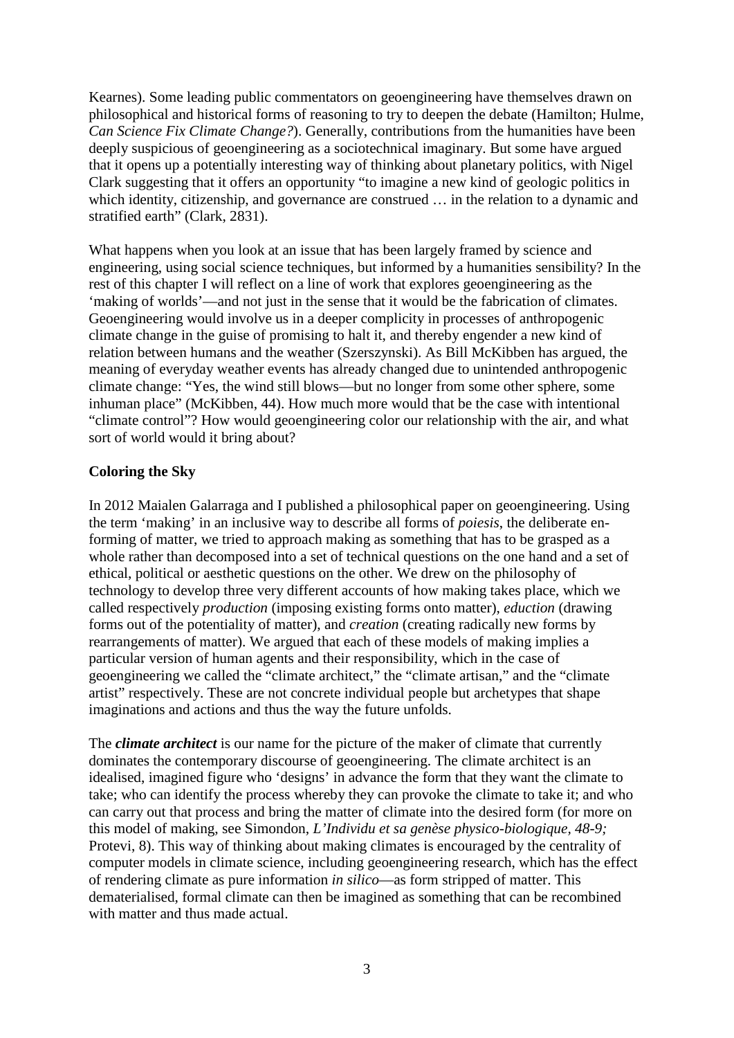Kearnes). Some leading public commentators on geoengineering have themselves drawn on philosophical and historical forms of reasoning to try to deepen the debate (Hamilton; Hulme, *Can Science Fix Climate Change?*). Generally, contributions from the humanities have been deeply suspicious of geoengineering as a sociotechnical imaginary. But some have argued that it opens up a potentially interesting way of thinking about planetary politics, with Nigel Clark suggesting that it offers an opportunity "to imagine a new kind of geologic politics in which identity, citizenship, and governance are construed … in the relation to a dynamic and stratified earth" (Clark, 2831).

What happens when you look at an issue that has been largely framed by science and engineering, using social science techniques, but informed by a humanities sensibility? In the rest of this chapter I will reflect on a line of work that explores geoengineering as the 'making of worlds'—and not just in the sense that it would be the fabrication of climates. Geoengineering would involve us in a deeper complicity in processes of anthropogenic climate change in the guise of promising to halt it, and thereby engender a new kind of relation between humans and the weather (Szerszynski). As Bill McKibben has argued, the meaning of everyday weather events has already changed due to unintended anthropogenic climate change: "Yes, the wind still blows—but no longer from some other sphere, some inhuman place" (McKibben, 44). How much more would that be the case with intentional "climate control"? How would geoengineering color our relationship with the air, and what sort of world would it bring about?

## Coloring the Sky

In 2012 Maialen Galarraga and I published a philosophical paper on geoengineering. Using the term 'making' in an inclusive way to describe all forms of *poiesis*, the deliberate en-forming of matter, we tried to approach making as something that has to be grasped as a whole rather than decomposed into a set of technical questions on the one hand and a set of ethical, political or aesthetic questions on the other. We drew on the philosophy of technology to develop three very different accounts of how making takes place, which we called respectively *production* (imposing existing forms onto matter), *eduction* (drawing forms out of the potentiality of matter), and *creation* (creating radically new forms by rearrangements of matter). We argued that each of these models of making implies a particular version of human agents and their responsibility, which in the case of geoengineering we called the "climate architect," the "climate artisan," and the "climate artist" respectively. These are not concrete individual people but archetypes that shape imaginations and actions and thus the way the future unfolds.

The ***climate architect*** is our name for the picture of the maker of climate that currently dominates the contemporary discourse of geoengineering. The climate architect is an idealised, imagined figure who 'designs' in advance the form that they want the climate to take; who can identify the process whereby they can provoke the climate to take it; and who can carry out that process and bring the matter of climate into the desired form (for more on this model of making, see Simondon, *L'Individu et sa genèse physico-biologique, 48-9;* Protevi, 8). This way of thinking about making climates is encouraged by the centrality of computer models in climate science, including geoengineering research, which has the effect of rendering climate as pure information *in silico*—as form stripped of matter. This dematerialised, formal climate can then be imagined as something that can be recombined with matter and thus made actual.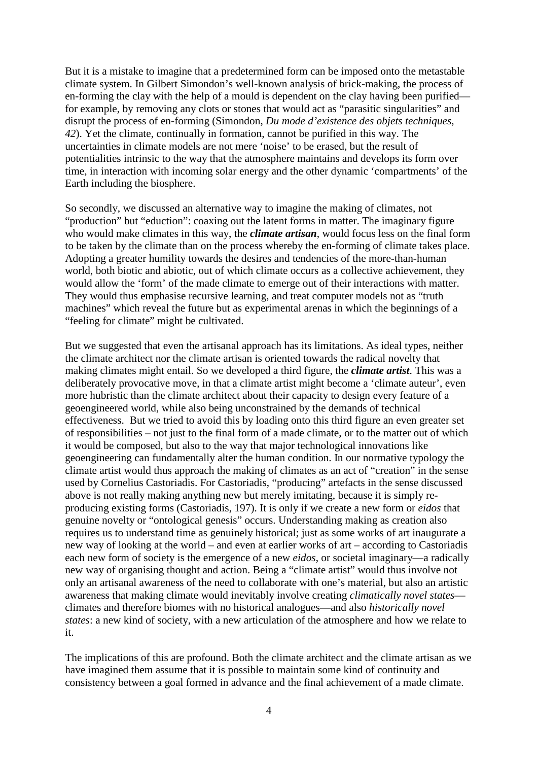But it is a mistake to imagine that a predetermined form can be imposed onto the metastable climate system. In Gilbert Simondon's well-known analysis of brick-making, the process of en-forming the clay with the help of a mould is dependent on the clay having been purified—for example, by removing any clots or stones that would act as "parasitic singularities" and disrupt the process of en-forming (Simondon, *Du mode d'existence des objets techniques, 42*). Yet the climate, continually in formation, cannot be purified in this way. The uncertainties in climate models are not mere 'noise' to be erased, but the result of potentialities intrinsic to the way that the atmosphere maintains and develops its form over time, in interaction with incoming solar energy and the other dynamic 'compartments' of the Earth including the biosphere.

So secondly, we discussed an alternative way to imagine the making of climates, not "production" but "eduction": coaxing out the latent forms in matter. The imaginary figure who would make climates in this way, the ***climate artisan***, would focus less on the final form to be taken by the climate than on the process whereby the en-forming of climate takes place. Adopting a greater humility towards the desires and tendencies of the more-than-human world, both biotic and abiotic, out of which climate occurs as a collective achievement, they would allow the 'form' of the made climate to emerge out of their interactions with matter. They would thus emphasise recursive learning, and treat computer models not as "truth machines" which reveal the future but as experimental arenas in which the beginnings of a "feeling for climate" might be cultivated.

But we suggested that even the artisanal approach has its limitations. As ideal types, neither the climate architect nor the climate artisan is oriented towards the radical novelty that making climates might entail. So we developed a third figure, the ***climate artist***. This was a deliberately provocative move, in that a climate artist might become a 'climate auteur', even more hubristic than the climate architect about their capacity to design every feature of a geoengineered world, while also being unconstrained by the demands of technical effectiveness. But we tried to avoid this by loading onto this third figure an even greater set of responsibilities – not just to the final form of a made climate, or to the matter out of which it would be composed, but also to the way that major technological innovations like geoengineering can fundamentally alter the human condition. In our normative typology the climate artist would thus approach the making of climates as an act of "creation" in the sense used by Cornelius Castoriadis. For Castoriadis, "producing" artefacts in the sense discussed above is not really making anything new but merely imitating, because it is simply re-producing existing forms (Castoriadis, 197). It is only if we create a new form or *eidos* that genuine novelty or "ontological genesis" occurs. Understanding making as creation also requires us to understand time as genuinely historical; just as some works of art inaugurate a new way of looking at the world – and even at earlier works of art – according to Castoriadis each new form of society is the emergence of a new *eidos*, or societal imaginary—a radically new way of organising thought and action. Being a "climate artist" would thus involve not only an artisanal awareness of the need to collaborate with one's material, but also an artistic awareness that making climate would inevitably involve creating *climatically novel states*—climates and therefore biomes with no historical analogues—and also *historically novel states*: a new kind of society, with a new articulation of the atmosphere and how we relate to it.

The implications of this are profound. Both the climate architect and the climate artisan as we have imagined them assume that it is possible to maintain some kind of continuity and consistency between a goal formed in advance and the final achievement of a made climate.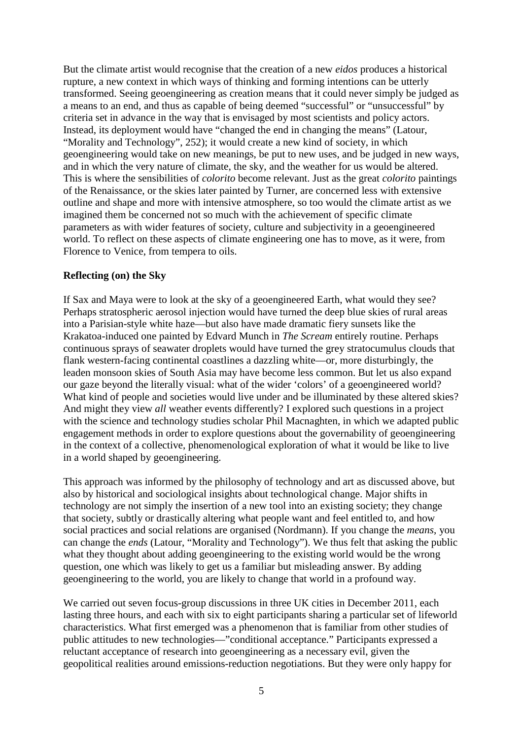But the climate artist would recognise that the creation of a new *eidos* produces a historical rupture, a new context in which ways of thinking and forming intentions can be utterly transformed. Seeing geoengineering as creation means that it could never simply be judged as a means to an end, and thus as capable of being deemed "successful" or "unsuccessful" by criteria set in advance in the way that is envisaged by most scientists and policy actors. Instead, its deployment would have "changed the end in changing the means" (Latour, "Morality and Technology", 252); it would create a new kind of society, in which geoengineering would take on new meanings, be put to new uses, and be judged in new ways, and in which the very nature of climate, the sky, and the weather for us would be altered. This is where the sensibilities of *colorito* become relevant. Just as the great *colorito* paintings of the Renaissance, or the skies later painted by Turner, are concerned less with extensive outline and shape and more with intensive atmosphere, so too would the climate artist as we imagined them be concerned not so much with the achievement of specific climate parameters as with wider features of society, culture and subjectivity in a geoengineered world. To reflect on these aspects of climate engineering one has to move, as it were, from Florence to Venice, from tempera to oils.

**Reflecting (on) the Sky**

If Sax and Maya were to look at the sky of a geoengineered Earth, what would they see? Perhaps stratospheric aerosol injection would have turned the deep blue skies of rural areas into a Parisian-style white haze—but also have made dramatic fiery sunsets like the Krakatoa-induced one painted by Edvard Munch in *The Scream* entirely routine. Perhaps continuous sprays of seawater droplets would have turned the grey stratocumulus clouds that flank western-facing continental coastlines a dazzling white—or, more disturbingly, the leaden monsoon skies of South Asia may have become less common. But let us also expand our gaze beyond the literally visual: what of the wider 'colors' of a geoengineered world? What kind of people and societies would live under and be illuminated by these altered skies? And might they view *all* weather events differently? I explored such questions in a project with the science and technology studies scholar Phil Macnaghten, in which we adapted public engagement methods in order to explore questions about the governability of geoengineering in the context of a collective, phenomenological exploration of what it would be like to live in a world shaped by geoengineering.

This approach was informed by the philosophy of technology and art as discussed above, but also by historical and sociological insights about technological change. Major shifts in technology are not simply the insertion of a new tool into an existing society; they change that society, subtly or drastically altering what people want and feel entitled to, and how social practices and social relations are organised (Nordmann). If you change the *means*, you can change the *ends* (Latour, "Morality and Technology"). We thus felt that asking the public what they thought about adding geoengineering to the existing world would be the wrong question, one which was likely to get us a familiar but misleading answer. By adding geoengineering to the world, you are likely to change that world in a profound way.

We carried out seven focus-group discussions in three UK cities in December 2011, each lasting three hours, and each with six to eight participants sharing a particular set of lifeworld characteristics. What first emerged was a phenomenon that is familiar from other studies of public attitudes to new technologies—"conditional acceptance." Participants expressed a reluctant acceptance of research into geoengineering as a necessary evil, given the geopolitical realities around emissions-reduction negotiations. But they were only happy for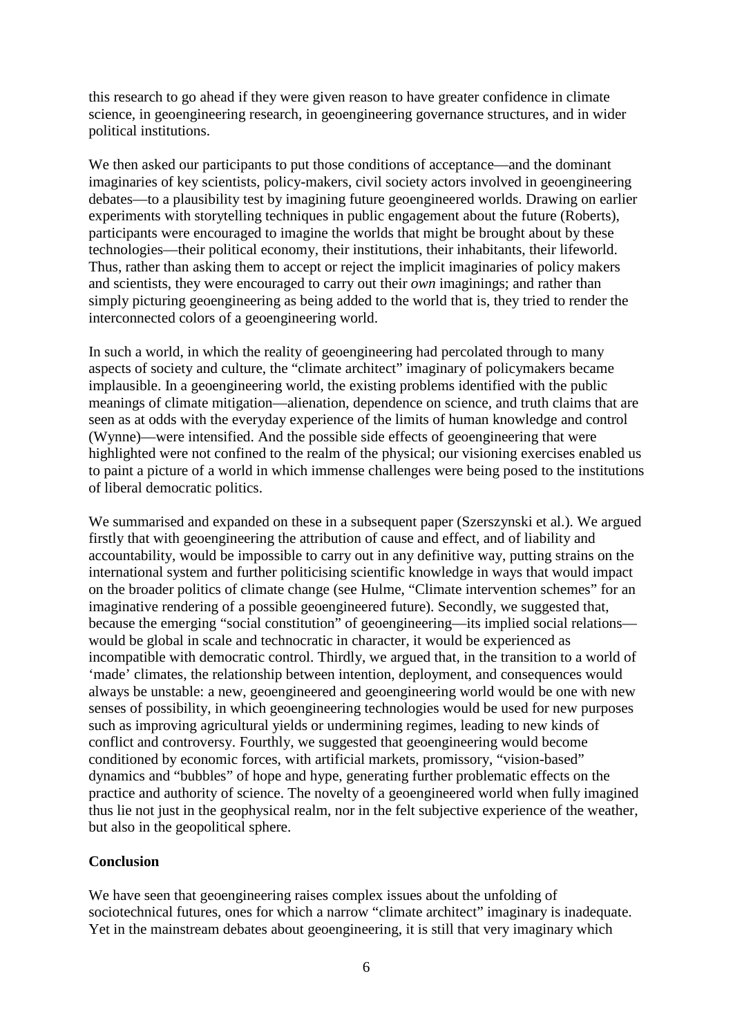this research to go ahead if they were given reason to have greater confidence in climate science, in geoengineering research, in geoengineering governance structures, and in wider political institutions.

We then asked our participants to put those conditions of acceptance—and the dominant imaginaries of key scientists, policy-makers, civil society actors involved in geoengineering debates—to a plausibility test by imagining future geoengineered worlds. Drawing on earlier experiments with storytelling techniques in public engagement about the future (Roberts), participants were encouraged to imagine the worlds that might be brought about by these technologies—their political economy, their institutions, their inhabitants, their lifeworld. Thus, rather than asking them to accept or reject the implicit imaginaries of policy makers and scientists, they were encouraged to carry out their *own* imaginings; and rather than simply picturing geoengineering as being added to the world that is, they tried to render the interconnected colors of a geoengineering world.

In such a world, in which the reality of geoengineering had percolated through to many aspects of society and culture, the "climate architect" imaginary of policymakers became implausible. In a geoengineering world, the existing problems identified with the public meanings of climate mitigation—alienation, dependence on science, and truth claims that are seen as at odds with the everyday experience of the limits of human knowledge and control (Wynne)—were intensified. And the possible side effects of geoengineering that were highlighted were not confined to the realm of the physical; our visioning exercises enabled us to paint a picture of a world in which immense challenges were being posed to the institutions of liberal democratic politics.

We summarised and expanded on these in a subsequent paper (Szerszynski et al.). We argued firstly that with geoengineering the attribution of cause and effect, and of liability and accountability, would be impossible to carry out in any definitive way, putting strains on the international system and further politicising scientific knowledge in ways that would impact on the broader politics of climate change (see Hulme, "Climate intervention schemes" for an imaginative rendering of a possible geoengineered future). Secondly, we suggested that, because the emerging "social constitution" of geoengineering—its implied social relations—would be global in scale and technocratic in character, it would be experienced as incompatible with democratic control. Thirdly, we argued that, in the transition to a world of 'made' climates, the relationship between intention, deployment, and consequences would always be unstable: a new, geoengineered and geoengineering world would be one with new senses of possibility, in which geoengineering technologies would be used for new purposes such as improving agricultural yields or undermining regimes, leading to new kinds of conflict and controversy. Fourthly, we suggested that geoengineering would become conditioned by economic forces, with artificial markets, promissory, "vision-based" dynamics and "bubbles" of hope and hype, generating further problematic effects on the practice and authority of science. The novelty of a geoengineered world when fully imagined thus lie not just in the geophysical realm, nor in the felt subjective experience of the weather, but also in the geopolitical sphere.

## Conclusion

We have seen that geoengineering raises complex issues about the unfolding of sociotechnical futures, ones for which a narrow "climate architect" imaginary is inadequate. Yet in the mainstream debates about geoengineering, it is still that very imaginary which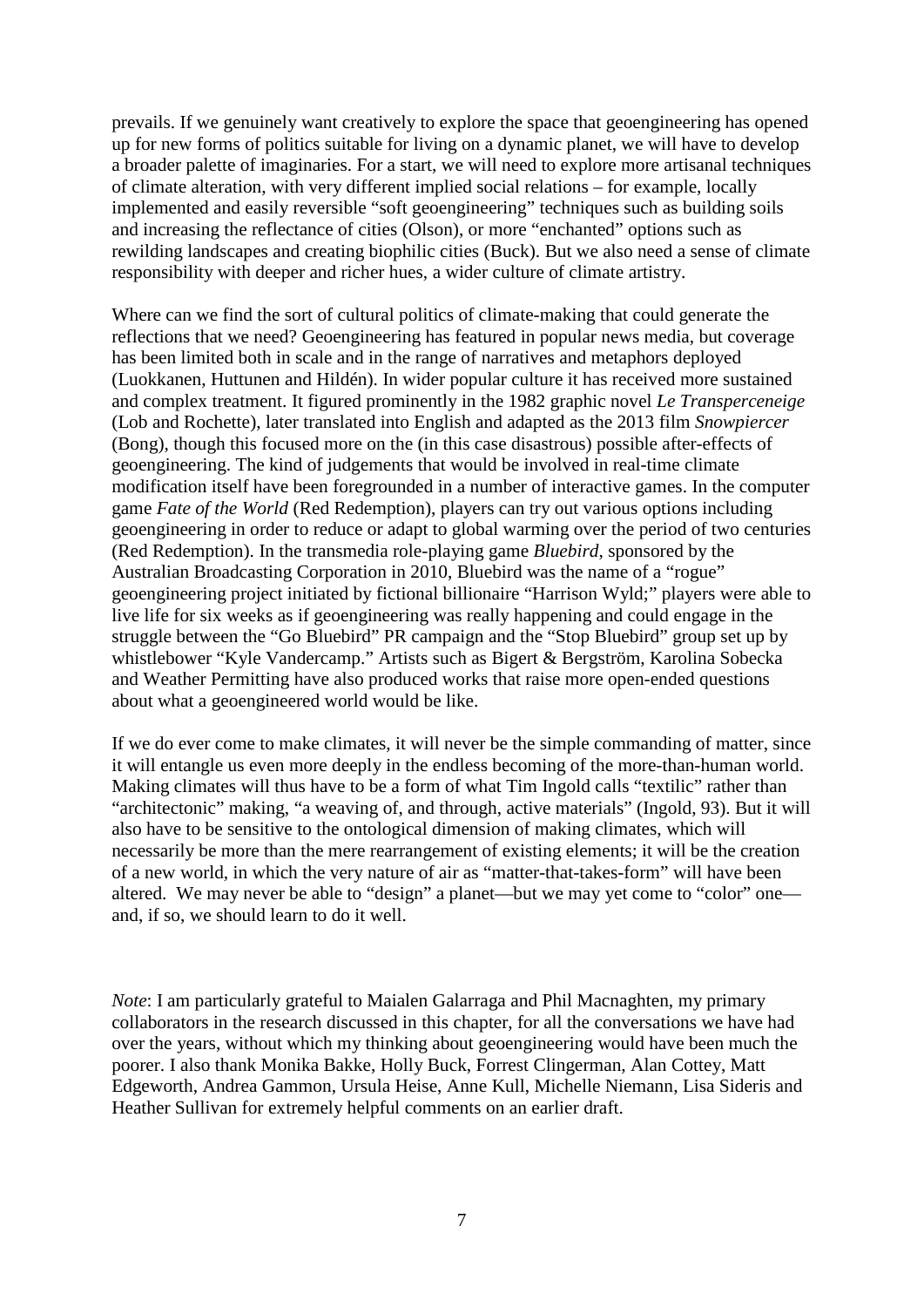prevails. If we genuinely want creatively to explore the space that geoengineering has opened up for new forms of politics suitable for living on a dynamic planet, we will have to develop a broader palette of imaginaries. For a start, we will need to explore more artisanal techniques of climate alteration, with very different implied social relations – for example, locally implemented and easily reversible "soft geoengineering" techniques such as building soils and increasing the reflectance of cities (Olson), or more "enchanted" options such as rewilding landscapes and creating biophilic cities (Buck). But we also need a sense of climate responsibility with deeper and richer hues, a wider culture of climate artistry.

Where can we find the sort of cultural politics of climate-making that could generate the reflections that we need? Geoengineering has featured in popular news media, but coverage has been limited both in scale and in the range of narratives and metaphors deployed (Luokkanen, Huttunen and Hildén). In wider popular culture it has received more sustained and complex treatment. It figured prominently in the 1982 graphic novel *Le Transperceneige* (Lob and Rochette), later translated into English and adapted as the 2013 film *Snowpiercer* (Bong), though this focused more on the (in this case disastrous) possible after-effects of geoengineering. The kind of judgements that would be involved in real-time climate modification itself have been foregrounded in a number of interactive games. In the computer game *Fate of the World* (Red Redemption), players can try out various options including geoengineering in order to reduce or adapt to global warming over the period of two centuries (Red Redemption). In the transmedia role-playing game *Bluebird*, sponsored by the Australian Broadcasting Corporation in 2010, Bluebird was the name of a "rogue" geoengineering project initiated by fictional billionaire "Harrison Wyld;" players were able to live life for six weeks as if geoengineering was really happening and could engage in the struggle between the "Go Bluebird" PR campaign and the "Stop Bluebird" group set up by whistlebower "Kyle Vandercamp." Artists such as Bigert & Bergström, Karolina Sobecka and Weather Permitting have also produced works that raise more open-ended questions about what a geoengineered world would be like.

If we do ever come to make climates, it will never be the simple commanding of matter, since it will entangle us even more deeply in the endless becoming of the more-than-human world. Making climates will thus have to be a form of what Tim Ingold calls "textilic" rather than "architectonic" making, "a weaving of, and through, active materials" (Ingold, 93). But it will also have to be sensitive to the ontological dimension of making climates, which will necessarily be more than the mere rearrangement of existing elements; it will be the creation of a new world, in which the very nature of air as "matter-that-takes-form" will have been altered. We may never be able to "design" a planet—but we may yet come to "color" one—and, if so, we should learn to do it well.

*Note*: I am particularly grateful to Maialen Galarraga and Phil Macnaghten, my primary collaborators in the research discussed in this chapter, for all the conversations we have had over the years, without which my thinking about geoengineering would have been much the poorer. I also thank Monika Bakke, Holly Buck, Forrest Clingerman, Alan Cottey, Matt Edgeworth, Andrea Gammon, Ursula Heise, Anne Kull, Michelle Niemann, Lisa Sideris and Heather Sullivan for extremely helpful comments on an earlier draft.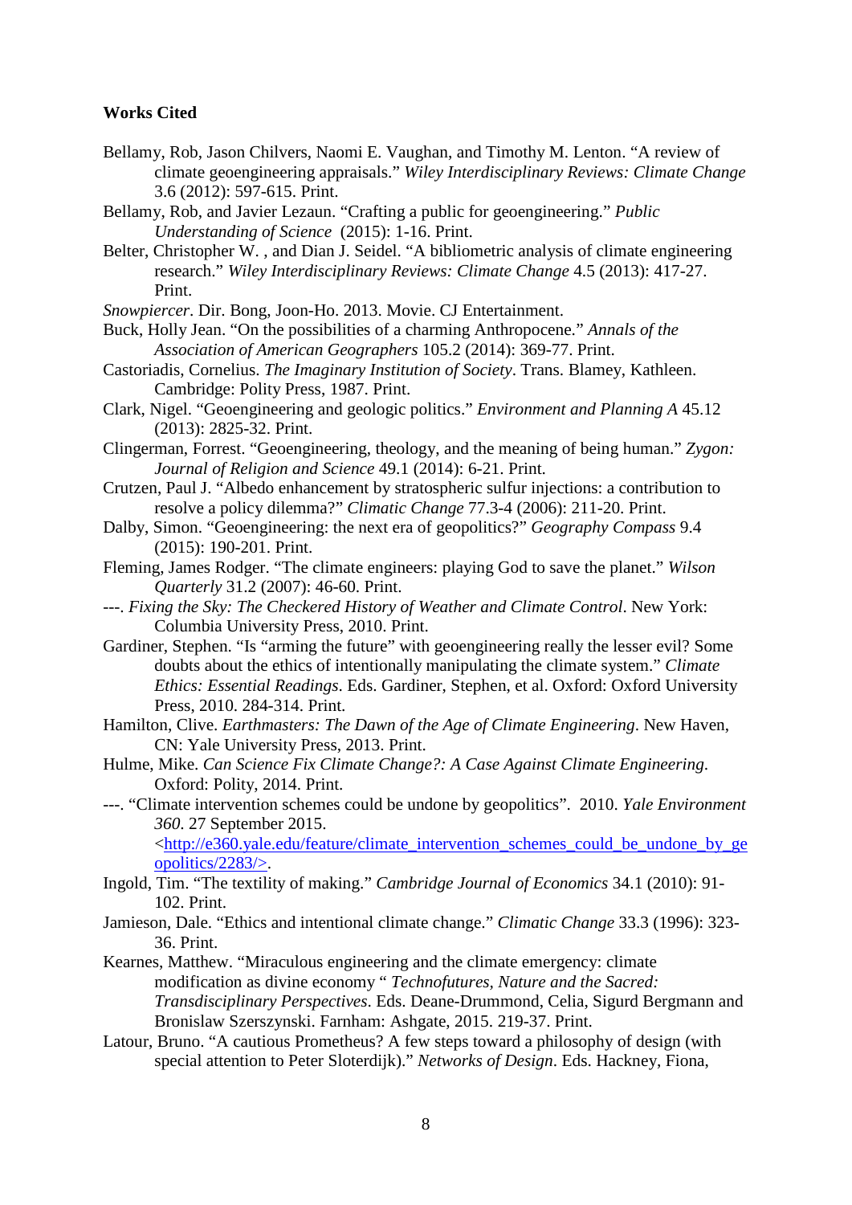**Works Cited**

Bellamy, Rob, Jason Chilvers, Naomi E. Vaughan, and Timothy M. Lenton. "A review of climate geoengineering appraisals." *Wiley Interdisciplinary Reviews: Climate Change* 3.6 (2012): 597-615. Print.

Bellamy, Rob, and Javier Lezaun. "Crafting a public for geoengineering." *Public Understanding of Science* (2015): 1-16. Print.

Belter, Christopher W. , and Dian J. Seidel. "A bibliometric analysis of climate engineering research." *Wiley Interdisciplinary Reviews: Climate Change* 4.5 (2013): 417-27. Print.

*Snowpiercer*. Dir. Bong, Joon-Ho. 2013. Movie. CJ Entertainment.

Buck, Holly Jean. "On the possibilities of a charming Anthropocene." *Annals of the Association of American Geographers* 105.2 (2014): 369-77. Print.

Castoriadis, Cornelius. *The Imaginary Institution of Society*. Trans. Blamey, Kathleen. Cambridge: Polity Press, 1987. Print.

Clark, Nigel. "Geoengineering and geologic politics." *Environment and Planning A* 45.12 (2013): 2825-32. Print.

Clingerman, Forrest. "Geoengineering, theology, and the meaning of being human." *Zygon: Journal of Religion and Science* 49.1 (2014): 6-21. Print.

Crutzen, Paul J. "Albedo enhancement by stratospheric sulfur injections: a contribution to resolve a policy dilemma?" *Climatic Change* 77.3-4 (2006): 211-20. Print.

Dalby, Simon. "Geoengineering: the next era of geopolitics?" *Geography Compass* 9.4 (2015): 190-201. Print.

Fleming, James Rodger. "The climate engineers: playing God to save the planet." *Wilson Quarterly* 31.2 (2007): 46-60. Print.

---. *Fixing the Sky: The Checkered History of Weather and Climate Control*. New York: Columbia University Press, 2010. Print.

Gardiner, Stephen. "Is "arming the future" with geoengineering really the lesser evil? Some doubts about the ethics of intentionally manipulating the climate system." *Climate Ethics: Essential Readings*. Eds. Gardiner, Stephen, et al. Oxford: Oxford University Press, 2010. 284-314. Print.

Hamilton, Clive. *Earthmasters: The Dawn of the Age of Climate Engineering*. New Haven, CN: Yale University Press, 2013. Print.

Hulme, Mike. *Can Science Fix Climate Change?: A Case Against Climate Engineering*. Oxford: Polity, 2014. Print.

---. "Climate intervention schemes could be undone by geopolitics". 2010. *Yale Environment 360*. 27 September 2015. <http://e360.yale.edu/feature/climate_intervention_schemes_could_be_undone_by_geopolitics/2283/>.

Ingold, Tim. "The textility of making." *Cambridge Journal of Economics* 34.1 (2010): 91-102. Print.

Jamieson, Dale. "Ethics and intentional climate change." *Climatic Change* 33.3 (1996): 323-36. Print.

Kearnes, Matthew. "Miraculous engineering and the climate emergency: climate modification as divine economy " *Technofutures, Nature and the Sacred: Transdisciplinary Perspectives*. Eds. Deane-Drummond, Celia, Sigurd Bergmann and Bronislaw Szerszynski. Farnham: Ashgate, 2015. 219-37. Print.

Latour, Bruno. "A cautious Prometheus? A few steps toward a philosophy of design (with special attention to Peter Sloterdijk)." *Networks of Design*. Eds. Hackney, Fiona,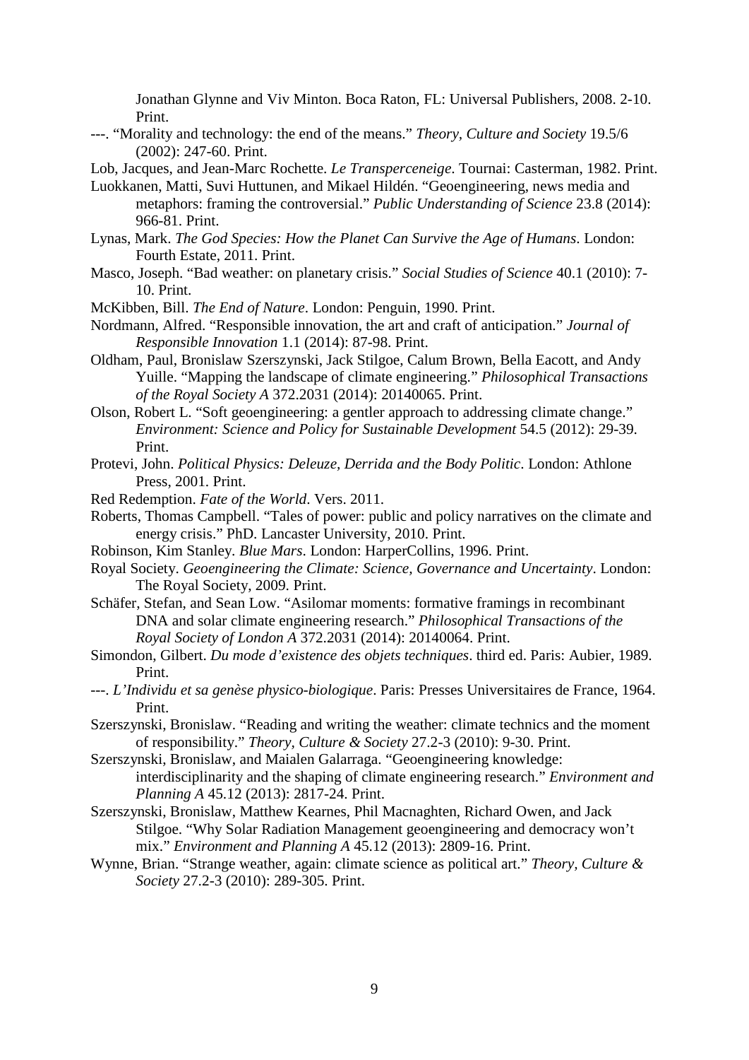Jonathan Glynne and Viv Minton. Boca Raton, FL: Universal Publishers, 2008. 2-10. Print.

---. "Morality and technology: the end of the means." *Theory, Culture and Society* 19.5/6 (2002): 247-60. Print.

Lob, Jacques, and Jean-Marc Rochette. *Le Transperceneige*. Tournai: Casterman, 1982. Print.

Luokkanen, Matti, Suvi Huttunen, and Mikael Hildén. "Geoengineering, news media and metaphors: framing the controversial." *Public Understanding of Science* 23.8 (2014): 966-81. Print.

Lynas, Mark. *The God Species: How the Planet Can Survive the Age of Humans*. London: Fourth Estate, 2011. Print.

Masco, Joseph. "Bad weather: on planetary crisis." *Social Studies of Science* 40.1 (2010): 7-10. Print.

McKibben, Bill. *The End of Nature*. London: Penguin, 1990. Print.

Nordmann, Alfred. "Responsible innovation, the art and craft of anticipation." *Journal of Responsible Innovation* 1.1 (2014): 87-98. Print.

Oldham, Paul, Bronislaw Szerszynski, Jack Stilgoe, Calum Brown, Bella Eacott, and Andy Yuille. "Mapping the landscape of climate engineering." *Philosophical Transactions of the Royal Society A* 372.2031 (2014): 20140065. Print.

Olson, Robert L. "Soft geoengineering: a gentler approach to addressing climate change." *Environment: Science and Policy for Sustainable Development* 54.5 (2012): 29-39. Print.

Protevi, John. *Political Physics: Deleuze, Derrida and the Body Politic*. London: Athlone Press, 2001. Print.

Red Redemption. *Fate of the World*. Vers. 2011.

Roberts, Thomas Campbell. "Tales of power: public and policy narratives on the climate and energy crisis." PhD. Lancaster University, 2010. Print.

Robinson, Kim Stanley. *Blue Mars*. London: HarperCollins, 1996. Print.

Royal Society. *Geoengineering the Climate: Science, Governance and Uncertainty*. London: The Royal Society, 2009. Print.

Schäfer, Stefan, and Sean Low. "Asilomar moments: formative framings in recombinant DNA and solar climate engineering research." *Philosophical Transactions of the Royal Society of London A* 372.2031 (2014): 20140064. Print.

Simondon, Gilbert. *Du mode d'existence des objets techniques*. third ed. Paris: Aubier, 1989. Print.

---. *L'Individu et sa genèse physico-biologique*. Paris: Presses Universitaires de France, 1964. Print.

Szerszynski, Bronislaw. "Reading and writing the weather: climate technics and the moment of responsibility." *Theory, Culture & Society* 27.2-3 (2010): 9-30. Print.

Szerszynski, Bronislaw, and Maialen Galarraga. "Geoengineering knowledge: interdisciplinarity and the shaping of climate engineering research." *Environment and Planning A* 45.12 (2013): 2817-24. Print.

Szerszynski, Bronislaw, Matthew Kearnes, Phil Macnaghten, Richard Owen, and Jack Stilgoe. "Why Solar Radiation Management geoengineering and democracy won't mix." *Environment and Planning A* 45.12 (2013): 2809-16. Print.

Wynne, Brian. "Strange weather, again: climate science as political art." *Theory, Culture & Society* 27.2-3 (2010): 289-305. Print.